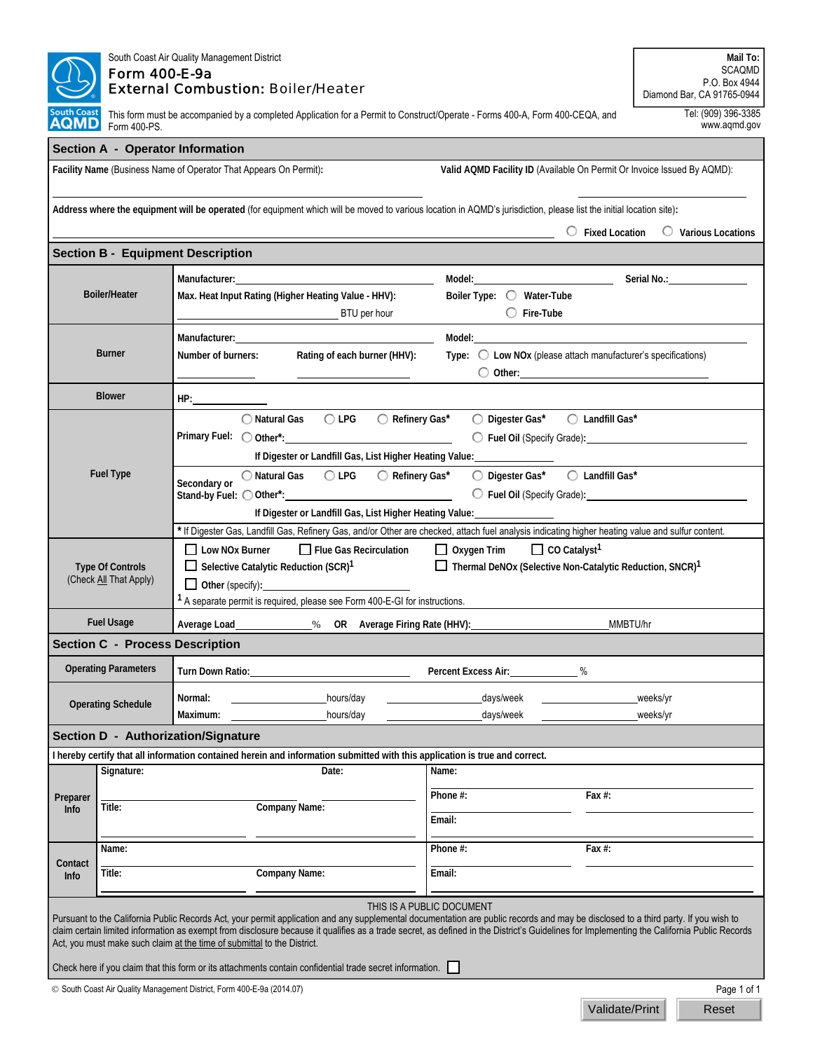South Coast Air Quality Management District

# Form 400-E-9a

## External Combustion: Boiler/Heater

**Mail To:**
SCAQMD
P.O. Box 4944
Diamond Bar, CA 91765-0944

Tel: (909) 396-3385
www.aqmd.gov

This form must be accompanied by a completed Application for a Permit to Construct/Operate - Forms 400-A, Form 400-CEQA, and Form 400-PS.

## Section A - Operator Information

**Facility Name** (Business Name of Operator That Appears On Permit): ______________________

**Valid AQMD Facility ID** (Available On Permit Or Invoice Issued By AQMD): ______________________

**Address where the equipment will be operated** (for equipment which will be moved to various location in AQMD's jurisdiction, please list the initial location site): ______________________

○ Fixed Location ○ Various Locations

## Section B - Equipment Description

| | |
|---|---|
| **Boiler/Heater** | **Manufacturer:** __________ **Model:** __________ **Serial No.:** __________<br>**Max. Heat Input Rating (Higher Heating Value - HHV):** __________ BTU per hour<br>**Boiler Type:** ○ Water-Tube ○ Fire-Tube |
| **Burner** | **Manufacturer:** __________ **Model:** __________<br>**Number of burners:** __________ **Rating of each burner (HHV):** __________<br>**Type:** ○ **Low NOx** (please attach manufacturer's specifications) ○ **Other:** __________ |
| **Blower** | **HP:** __________ |
| **Fuel Type** | **Primary Fuel:** ○ Natural Gas ○ LPG ○ Refinery Gas* ○ Digester Gas* ○ Landfill Gas* ○ Other*: __________ ○ **Fuel Oil** (Specify Grade): __________<br>If Digester or Landfill Gas, List Higher Heating Value: __________<br>**Secondary or Stand-by Fuel:** ○ Natural Gas ○ LPG ○ Refinery Gas* ○ Digester Gas* ○ Landfill Gas* ○ Other*: __________ ○ **Fuel Oil** (Specify Grade): __________<br>If Digester or Landfill Gas, List Higher Heating Value: __________<br>* If Digester Gas, Landfill Gas, Refinery Gas, and/or Other are checked, attach fuel analysis indicating higher heating value and sulfur content. |
| **Type Of Controls** (Check All That Apply) | ☐ Low NOx Burner ☐ Flue Gas Recirculation ☐ Oxygen Trim ☐ CO Catalyst[1]<br>☐ Selective Catalytic Reduction (SCR)[1] ☐ Thermal DeNOx (Selective Non-Catalytic Reduction, SNCR)[1]<br>☐ Other (specify): __________<br>[1] A separate permit is required, please see Form 400-E-GI for instructions. |
| **Fuel Usage** | **Average Load** __________ % **OR** **Average Firing Rate (HHV):** __________ MMBTU/hr |

## Section C - Process Description

| | | | |
|---|---|---|---|
| **Operating Parameters** | **Turn Down Ratio:** __________ | **Percent Excess Air:** __________ % | |
| **Operating Schedule** | **Normal:** __________ hours/day | __________ days/week | __________ weeks/yr |
| | **Maximum:** __________ hours/day | __________ days/week | __________ weeks/yr |

## Section D - Authorization/Signature

**I hereby certify that all information contained herein and information submitted with this application is true and correct.**

| | | |
|---|---|---|
| **Preparer Info** | **Signature:** __________ **Date:** __________ | **Name:** __________ |
| | **Title:** __________ **Company Name:** __________ | **Phone #:** __________ **Fax #:** __________<br>**Email:** __________ |
| **Contact Info** | **Name:** __________ | **Phone #:** __________ **Fax #:** __________ |
| | **Title:** __________ **Company Name:** __________ | **Email:** __________ |

THIS IS A PUBLIC DOCUMENT

Pursuant to the California Public Records Act, your permit application and any supplemental documentation are public records and may be disclosed to a third party. If you wish to claim certain limited information as exempt from disclosure because it qualifies as a trade secret, as defined in the District's Guidelines for Implementing the California Public Records Act, you must make such claim at the time of submittal to the District.

Check here if you claim that this form or its attachments contain confidential trade secret information. ☐

© South Coast Air Quality Management District, Form 400-E-9a (2014.07)

Validate/Print Reset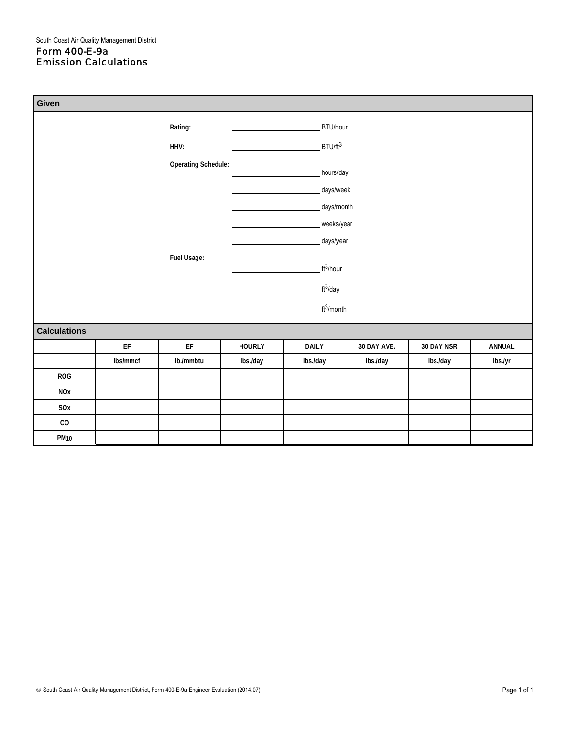South Coast Air Quality Management District

# Form 400-E-9a
# Emission Calculations

## Given

**Rating:** ______________________ BTU/hour

**HHV:** ______________________ BTU/ft$^3$

**Operating Schedule:**

______________________ hours/day

______________________ days/week

______________________ days/month

______________________ weeks/year

______________________ days/year

**Fuel Usage:**

______________________ ft$^3$/hour

______________________ ft$^3$/day

______________________ ft$^3$/month

## Calculations

| | EF | EF | HOURLY | DAILY | 30 DAY AVE. | 30 DAY NSR | ANNUAL |
|---|---|---|---|---|---|---|---|
| | lbs/mmcf | lb./mmbtu | lbs./day | lbs./day | lbs./day | lbs./day | lbs./yr |
| ROG | | | | | | | |
| $NO_x$ | | | | | | | |
| $SO_x$ | | | | | | | |
| CO | | | | | | | |
| $PM_{10}$ | | | | | | | |

© South Coast Air Quality Management District, Form 400-E-9a Engineer Evaluation (2014.07)